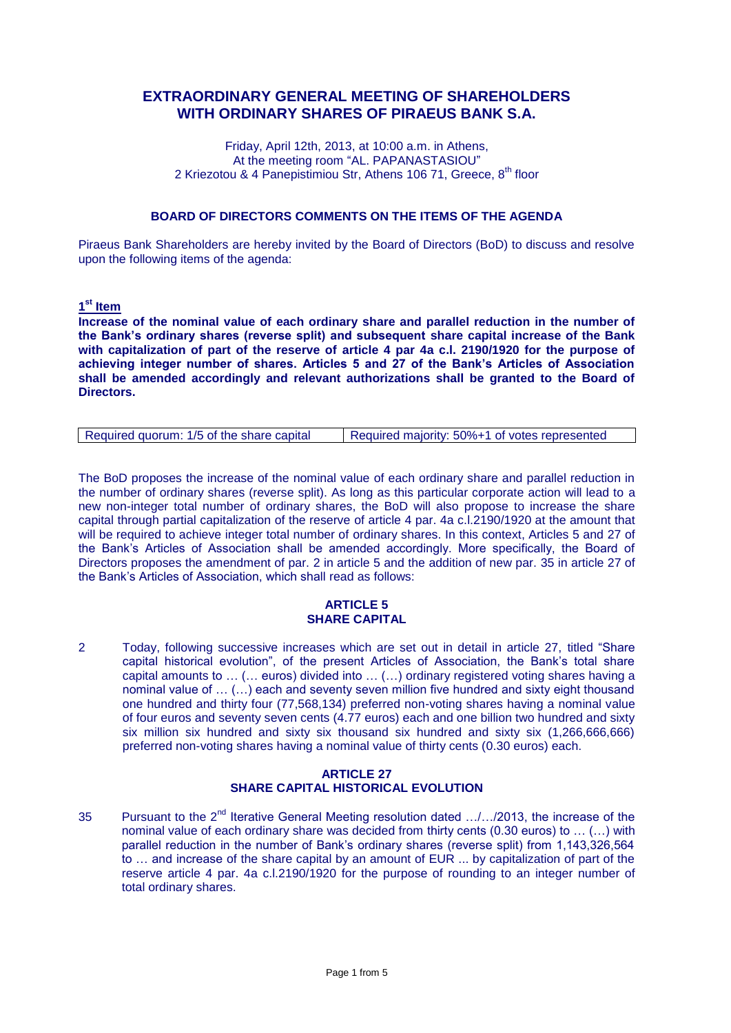# EXTRAORDINARY GENERAL MEETING OF SHAREHOLDERS WITH ORDINARY SHARES OF PIRAEUS BANK S.A.

Friday, April 12th, 2013, at 10:00 a.m. in Athens,
At the meeting room "AL. PAPANASTASIOU"
2 Kriezotou & 4 Panepistimiou Str, Athens 106 71, Greece, 8th floor

### BOARD OF DIRECTORS COMMENTS ON THE ITEMS OF THE AGENDA

Piraeus Bank Shareholders are hereby invited by the Board of Directors (BoD) to discuss and resolve upon the following items of the agenda:

**1st Item**

**Increase of the nominal value of each ordinary share and parallel reduction in the number of the Bank's ordinary shares (reverse split) and subsequent share capital increase of the Bank with capitalization of part of the reserve of article 4 par 4a c.l. 2190/1920 for the purpose of achieving integer number of shares. Articles 5 and 27 of the Bank's Articles of Association shall be amended accordingly and relevant authorizations shall be granted to the Board of Directors.**

| Required quorum: 1/5 of the share capital | Required majority: 50%+1 of votes represented |
|---|---|

The BoD proposes the increase of the nominal value of each ordinary share and parallel reduction in the number of ordinary shares (reverse split). As long as this particular corporate action will lead to a new non-integer total number of ordinary shares, the BoD will also propose to increase the share capital through partial capitalization of the reserve of article 4 par. 4a c.l.2190/1920 at the amount that will be required to achieve integer total number of ordinary shares. In this context, Articles 5 and 27 of the Bank's Articles of Association shall be amended accordingly. More specifically, the Board of Directors proposes the amendment of par. 2 in article 5 and the addition of new par. 35 in article 27 of the Bank's Articles of Association, which shall read as follows:

**ARTICLE 5**
**SHARE CAPITAL**

2 Today, following successive increases which are set out in detail in article 27, titled "Share capital historical evolution", of the present Articles of Association, the Bank's total share capital amounts to … (… euros) divided into … (…) ordinary registered voting shares having a nominal value of … (…) each and seventy seven million five hundred and sixty eight thousand one hundred and thirty four (77,568,134) preferred non-voting shares having a nominal value of four euros and seventy seven cents (4.77 euros) each and one billion two hundred and sixty six million six hundred and sixty six thousand six hundred and sixty six (1,266,666,666) preferred non-voting shares having a nominal value of thirty cents (0.30 euros) each.

**ARTICLE 27**
**SHARE CAPITAL HISTORICAL EVOLUTION**

35 Pursuant to the 2nd Iterative General Meeting resolution dated …/…/2013, the increase of the nominal value of each ordinary share was decided from thirty cents (0.30 euros) to … (…) with parallel reduction in the number of Bank's ordinary shares (reverse split) from 1,143,326,564 to … and increase of the share capital by an amount of EUR ... by capitalization of part of the reserve article 4 par. 4a c.l.2190/1920 for the purpose of rounding to an integer number of total ordinary shares.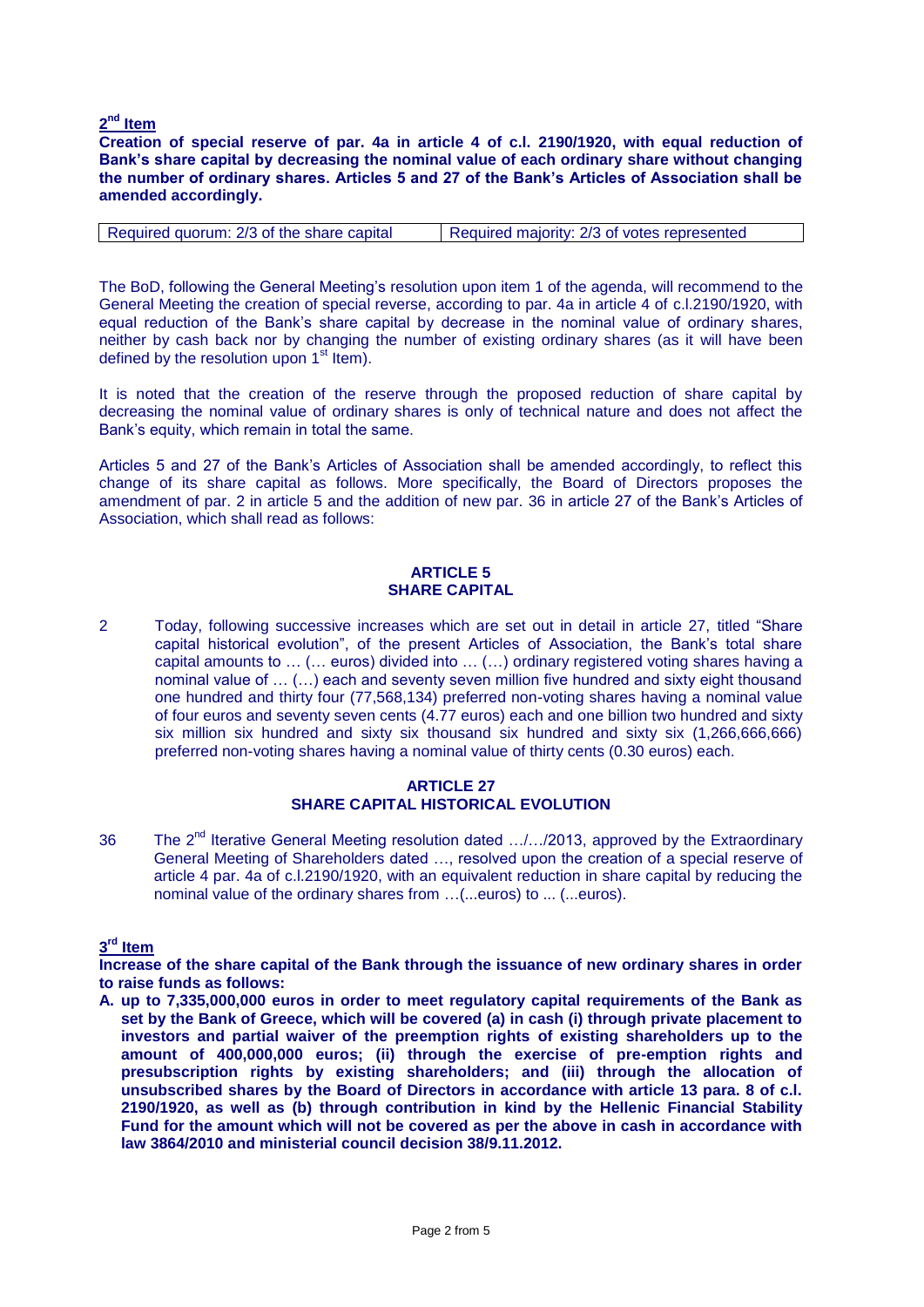**2[nd] Item**

**Creation of special reserve of par. 4a in article 4 of c.l. 2190/1920, with equal reduction of Bank's share capital by decreasing the nominal value of each ordinary share without changing the number of ordinary shares. Articles 5 and 27 of the Bank's Articles of Association shall be amended accordingly.**

| Required quorum: 2/3 of the share capital | Required majority: 2/3 of votes represented |
|---|---|

The BoD, following the General Meeting's resolution upon item 1 of the agenda, will recommend to the General Meeting the creation of special reverse, according to par. 4a in article 4 of c.l.2190/1920, with equal reduction of the Bank's share capital by decrease in the nominal value of ordinary shares, neither by cash back nor by changing the number of existing ordinary shares (as it will have been defined by the resolution upon 1[st] Item).

It is noted that the creation of the reserve through the proposed reduction of share capital by decreasing the nominal value of ordinary shares is only of technical nature and does not affect the Bank's equity, which remain in total the same.

Articles 5 and 27 of the Bank's Articles of Association shall be amended accordingly, to reflect this change of its share capital as follows. More specifically, the Board of Directors proposes the amendment of par. 2 in article 5 and the addition of new par. 36 in article 27 of the Bank's Articles of Association, which shall read as follows:

**ARTICLE 5**
**SHARE CAPITAL**

2 Today, following successive increases which are set out in detail in article 27, titled "Share capital historical evolution", of the present Articles of Association, the Bank's total share capital amounts to … (… euros) divided into … (…) ordinary registered voting shares having a nominal value of … (…) each and seventy seven million five hundred and sixty eight thousand one hundred and thirty four (77,568,134) preferred non-voting shares having a nominal value of four euros and seventy seven cents (4.77 euros) each and one billion two hundred and sixty six million six hundred and sixty six thousand six hundred and sixty six (1,266,666,666) preferred non-voting shares having a nominal value of thirty cents (0.30 euros) each.

**ARTICLE 27**
**SHARE CAPITAL HISTORICAL EVOLUTION**

36 The 2[nd] Iterative General Meeting resolution dated …/…/2013, approved by the Extraordinary General Meeting of Shareholders dated …, resolved upon the creation of a special reserve of article 4 par. 4a of c.l.2190/1920, with an equivalent reduction in share capital by reducing the nominal value of the ordinary shares from …(...euros) to ... (...euros).

**3[rd] Item**

**Increase of the share capital of the Bank through the issuance of new ordinary shares in order to raise funds as follows:**

**A. up to 7,335,000,000 euros in order to meet regulatory capital requirements of the Bank as set by the Bank of Greece, which will be covered (a) in cash (i) through private placement to investors and partial waiver of the preemption rights of existing shareholders up to the amount of 400,000,000 euros; (ii) through the exercise of pre-emption rights and presubscription rights by existing shareholders; and (iii) through the allocation of unsubscribed shares by the Board of Directors in accordance with article 13 para. 8 of c.l. 2190/1920, as well as (b) through contribution in kind by the Hellenic Financial Stability Fund for the amount which will not be covered as per the above in cash in accordance with law 3864/2010 and ministerial council decision 38/9.11.2012.**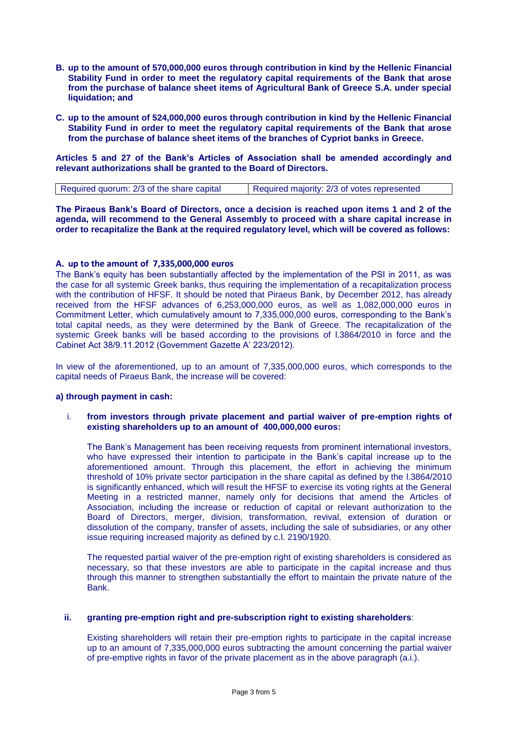**B. up to the amount of 570,000,000 euros through contribution in kind by the Hellenic Financial Stability Fund in order to meet the regulatory capital requirements of the Bank that arose from the purchase of balance sheet items of Agricultural Bank of Greece S.A. under special liquidation; and**

**C. up to the amount of 524,000,000 euros through contribution in kind by the Hellenic Financial Stability Fund in order to meet the regulatory capital requirements of the Bank that arose from the purchase of balance sheet items of the branches of Cypriot banks in Greece.**

**Articles 5 and 27 of the Bank's Articles of Association shall be amended accordingly and relevant authorizations shall be granted to the Board of Directors.**

| Required quorum: 2/3 of the share capital | Required majority: 2/3 of votes represented |
|---|---|

**The Piraeus Bank's Board of Directors, once a decision is reached upon items 1 and 2 of the agenda, will recommend to the General Assembly to proceed with a share capital increase in order to recapitalize the Bank at the required regulatory level, which will be covered as follows:**

**A. up to the amount of 7,335,000,000 euros**

The Bank's equity has been substantially affected by the implementation of the PSI in 2011, as was the case for all systemic Greek banks, thus requiring the implementation of a recapitalization process with the contribution of HFSF. It should be noted that Piraeus Bank, by December 2012, has already received from the HFSF advances of 6,253,000,000 euros, as well as 1,082,000,000 euros in Commitment Letter, which cumulatively amount to 7,335,000,000 euros, corresponding to the Bank's total capital needs, as they were determined by the Bank of Greece. The recapitalization of the systemic Greek banks will be based according to the provisions of l.3864/2010 in force and the Cabinet Act 38/9.11.2012 (Government Gazette A' 223/2012).

In view of the aforementioned, up to an amount of 7,335,000,000 euros, which corresponds to the capital needs of Piraeus Bank, the increase will be covered:

**a) through payment in cash:**

i. **from investors through private placement and partial waiver of pre-emption rights of existing shareholders up to an amount of 400,000,000 euros:**

The Bank's Management has been receiving requests from prominent international investors, who have expressed their intention to participate in the Bank's capital increase up to the aforementioned amount. Through this placement, the effort in achieving the minimum threshold of 10% private sector participation in the share capital as defined by the l.3864/2010 is significantly enhanced, which will result the HFSF to exercise its voting rights at the General Meeting in a restricted manner, namely only for decisions that amend the Articles of Association, including the increase or reduction of capital or relevant authorization to the Board of Directors, merger, division, transformation, revival, extension of duration or dissolution of the company, transfer of assets, including the sale of subsidiaries, or any other issue requiring increased majority as defined by c.l. 2190/1920.

The requested partial waiver of the pre-emption right of existing shareholders is considered as necessary, so that these investors are able to participate in the capital increase and thus through this manner to strengthen substantially the effort to maintain the private nature of the Bank.

ii. **granting pre-emption right and pre-subscription right to existing shareholders**:

Existing shareholders will retain their pre-emption rights to participate in the capital increase up to an amount of 7,335,000,000 euros subtracting the amount concerning the partial waiver of pre-emptive rights in favor of the private placement as in the above paragraph (a.i.).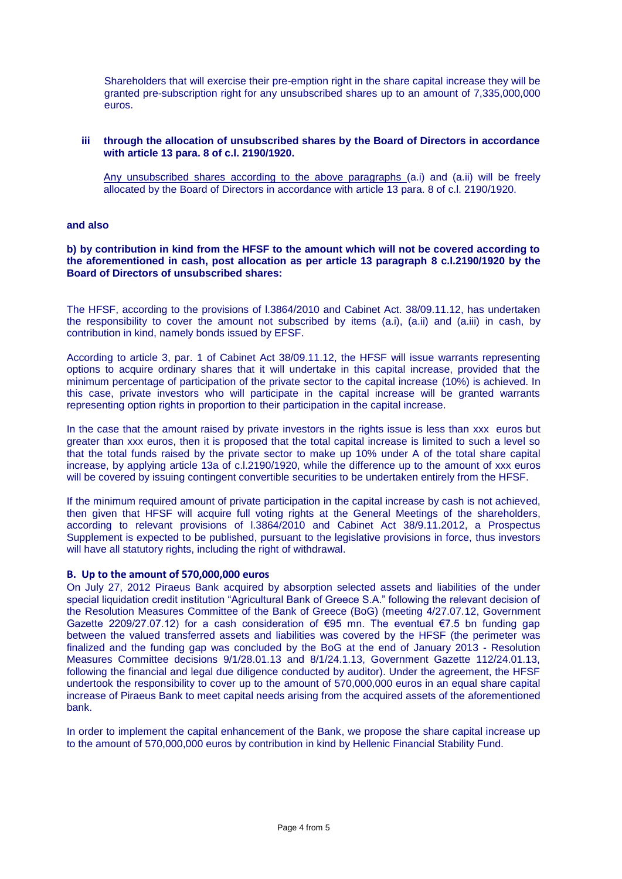Shareholders that will exercise their pre-emption right in the share capital increase they will be granted pre-subscription right for any unsubscribed shares up to an amount of 7,335,000,000 euros.

**iii through the allocation of unsubscribed shares by the Board of Directors in accordance with article 13 para. 8 of c.l. 2190/1920.**

Any unsubscribed shares according to the above paragraphs (a.i) and (a.ii) will be freely allocated by the Board of Directors in accordance with article 13 para. 8 of c.l. 2190/1920.

**and also**

**b) by contribution in kind from the HFSF to the amount which will not be covered according to the aforementioned in cash, post allocation as per article 13 paragraph 8 c.l.2190/1920 by the Board of Directors of unsubscribed shares:**

The HFSF, according to the provisions of l.3864/2010 and Cabinet Act. 38/09.11.12, has undertaken the responsibility to cover the amount not subscribed by items (a.i), (a.ii) and (a.iii) in cash, by contribution in kind, namely bonds issued by EFSF.

According to article 3, par. 1 of Cabinet Act 38/09.11.12, the HFSF will issue warrants representing options to acquire ordinary shares that it will undertake in this capital increase, provided that the minimum percentage of participation of the private sector to the capital increase (10%) is achieved. In this case, private investors who will participate in the capital increase will be granted warrants representing option rights in proportion to their participation in the capital increase.

In the case that the amount raised by private investors in the rights issue is less than xxx euros but greater than xxx euros, then it is proposed that the total capital increase is limited to such a level so that the total funds raised by the private sector to make up 10% under A of the total share capital increase, by applying article 13a of c.l.2190/1920, while the difference up to the amount of xxx euros will be covered by issuing contingent convertible securities to be undertaken entirely from the HFSF.

If the minimum required amount of private participation in the capital increase by cash is not achieved, then given that HFSF will acquire full voting rights at the General Meetings of the shareholders, according to relevant provisions of l.3864/2010 and Cabinet Act 38/9.11.2012, a Prospectus Supplement is expected to be published, pursuant to the legislative provisions in force, thus investors will have all statutory rights, including the right of withdrawal.

**B. Up to the amount of 570,000,000 euros**

On July 27, 2012 Piraeus Bank acquired by absorption selected assets and liabilities of the under special liquidation credit institution "Agricultural Bank of Greece S.A." following the relevant decision of the Resolution Measures Committee of the Bank of Greece (BoG) (meeting 4/27.07.12, Government Gazette 2209/27.07.12) for a cash consideration of €95 mn. The eventual €7.5 bn funding gap between the valued transferred assets and liabilities was covered by the HFSF (the perimeter was finalized and the funding gap was concluded by the BoG at the end of January 2013 - Resolution Measures Committee decisions 9/1/28.01.13 and 8/1/24.1.13, Government Gazette 112/24.01.13, following the financial and legal due diligence conducted by auditor). Under the agreement, the HFSF undertook the responsibility to cover up to the amount of 570,000,000 euros in an equal share capital increase of Piraeus Bank to meet capital needs arising from the acquired assets of the aforementioned bank.

In order to implement the capital enhancement of the Bank, we propose the share capital increase up to the amount of 570,000,000 euros by contribution in kind by Hellenic Financial Stability Fund.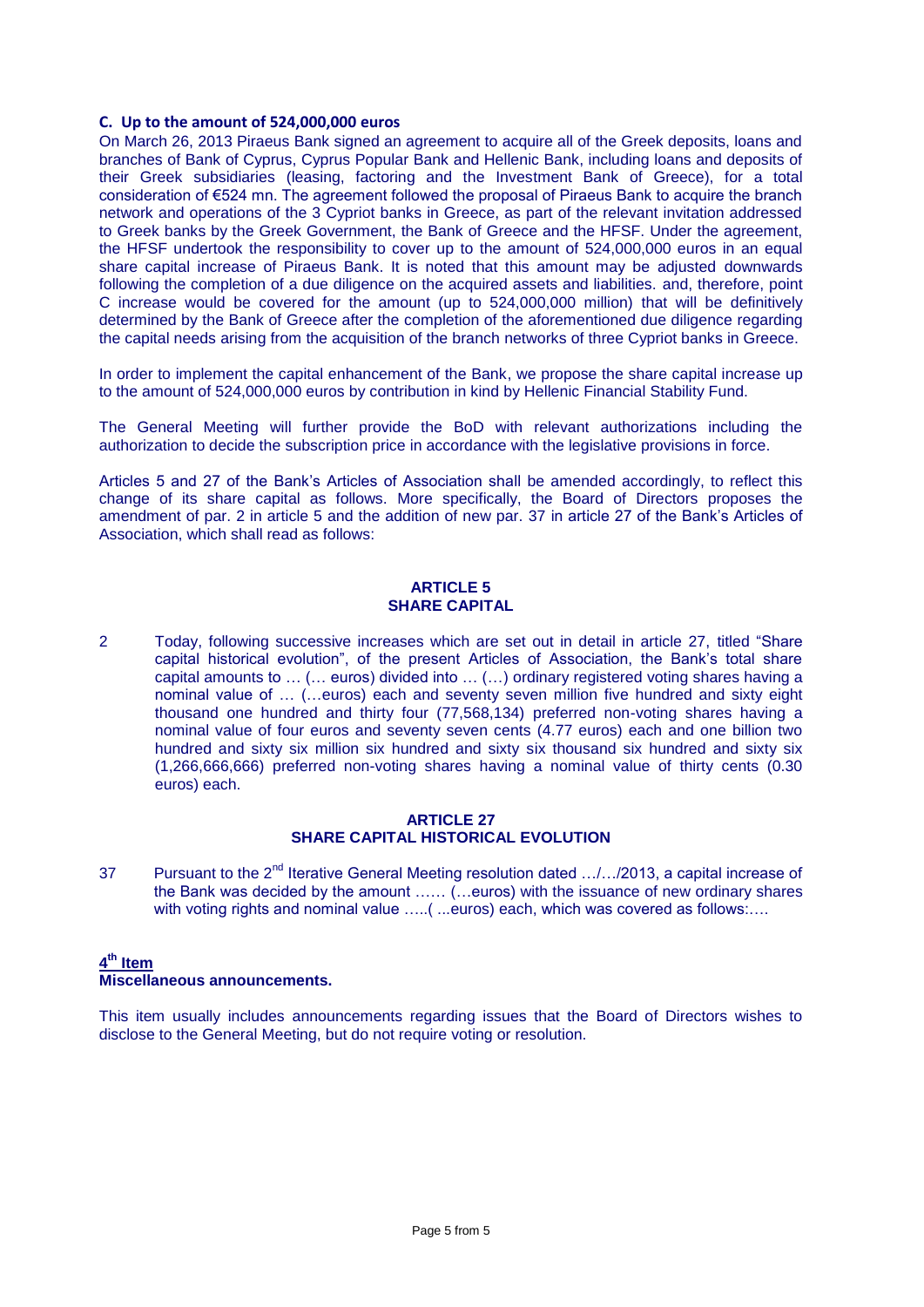### C. Up to the amount of 524,000,000 euros

On March 26, 2013 Piraeus Bank signed an agreement to acquire all of the Greek deposits, loans and branches of Bank of Cyprus, Cyprus Popular Bank and Hellenic Bank, including loans and deposits of their Greek subsidiaries (leasing, factoring and the Investment Bank of Greece), for a total consideration of €524 mn. The agreement followed the proposal of Piraeus Bank to acquire the branch network and operations of the 3 Cypriot banks in Greece, as part of the relevant invitation addressed to Greek banks by the Greek Government, the Bank of Greece and the HFSF. Under the agreement, the HFSF undertook the responsibility to cover up to the amount of 524,000,000 euros in an equal share capital increase of Piraeus Bank. It is noted that this amount may be adjusted downwards following the completion of a due diligence on the acquired assets and liabilities. and, therefore, point C increase would be covered for the amount (up to 524,000,000 million) that will be definitively determined by the Bank of Greece after the completion of the aforementioned due diligence regarding the capital needs arising from the acquisition of the branch networks of three Cypriot banks in Greece.

In order to implement the capital enhancement of the Bank, we propose the share capital increase up to the amount of 524,000,000 euros by contribution in kind by Hellenic Financial Stability Fund.

The General Meeting will further provide the BoD with relevant authorizations including the authorization to decide the subscription price in accordance with the legislative provisions in force.

Articles 5 and 27 of the Bank's Articles of Association shall be amended accordingly, to reflect this change of its share capital as follows. More specifically, the Board of Directors proposes the amendment of par. 2 in article 5 and the addition of new par. 37 in article 27 of the Bank's Articles of Association, which shall read as follows:

**ARTICLE 5**
**SHARE CAPITAL**

2 Today, following successive increases which are set out in detail in article 27, titled "Share capital historical evolution", of the present Articles of Association, the Bank's total share capital amounts to … (… euros) divided into … (…) ordinary registered voting shares having a nominal value of … (…euros) each and seventy seven million five hundred and sixty eight thousand one hundred and thirty four (77,568,134) preferred non-voting shares having a nominal value of four euros and seventy seven cents (4.77 euros) each and one billion two hundred and sixty six million six hundred and sixty six thousand six hundred and sixty six (1,266,666,666) preferred non-voting shares having a nominal value of thirty cents (0.30 euros) each.

**ARTICLE 27**
**SHARE CAPITAL HISTORICAL EVOLUTION**

37 Pursuant to the 2nd Iterative General Meeting resolution dated …/…/2013, a capital increase of the Bank was decided by the amount …… (…euros) with the issuance of new ordinary shares with voting rights and nominal value …..( ...euros) each, which was covered as follows:….

**4th Item**
**Miscellaneous announcements.**

This item usually includes announcements regarding issues that the Board of Directors wishes to disclose to the General Meeting, but do not require voting or resolution.